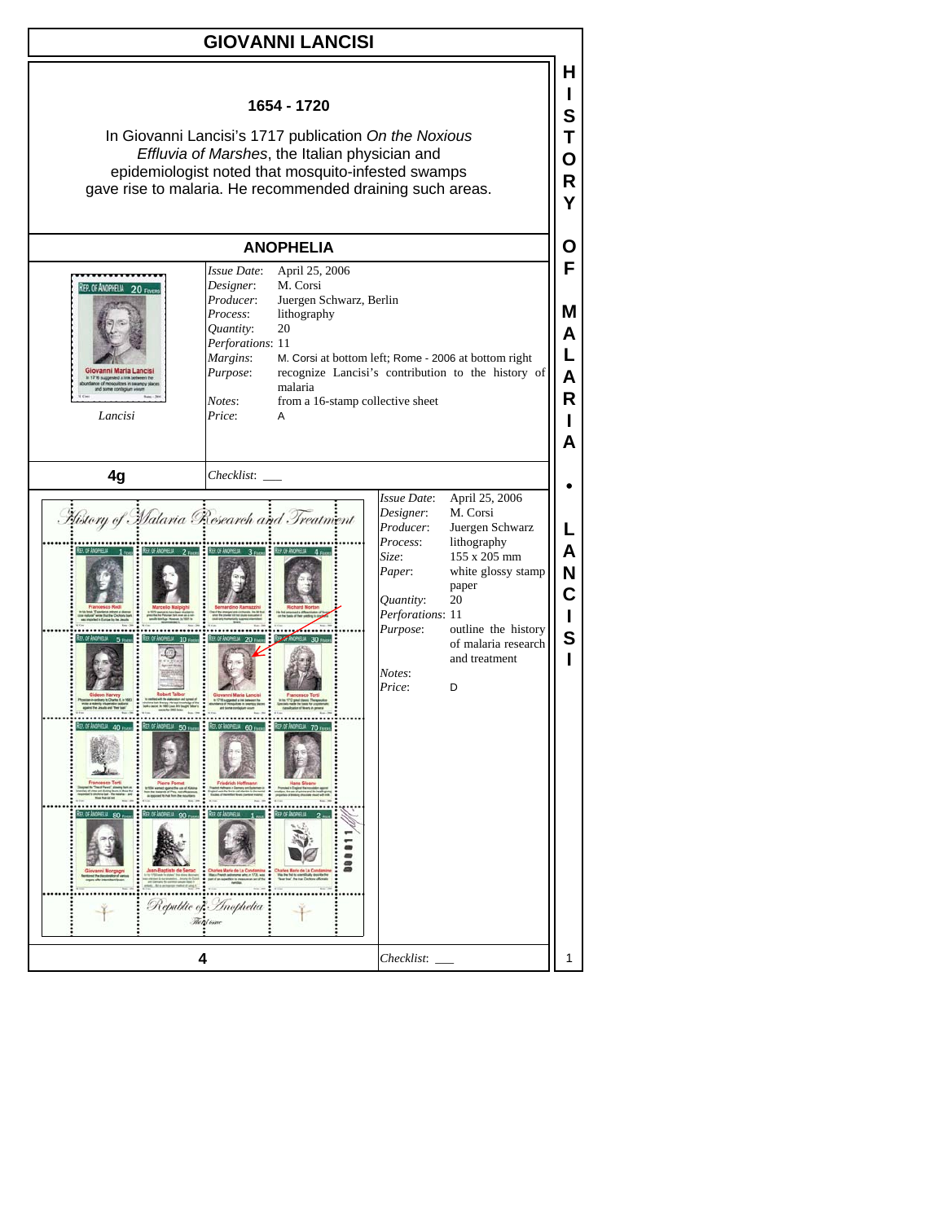# GIOVANNI LANCISI

**1654 - 1720**

In Giovanni Lancisi's 1717 publication *On the Noxious Effluvia of Marshes*, the Italian physician and epidemiologist noted that mosquito-infested swamps gave rise to malaria. He recommended draining such areas.

## ANOPHELIA

*Lancisi*

| | |
|---|---|
| *Issue Date*: | April 25, 2006 |
| *Designer*: | M. Corsi |
| *Producer*: | Juergen Schwarz, Berlin |
| *Process*: | lithography |
| *Quantity*: | 20 |
| *Perforations*: | 11 |
| *Margins*: | M. Corsi at bottom left; Rome - 2006 at bottom right |
| *Purpose*: | recognize Lancisi's contribution to the history of malaria |
| *Notes*: | from a 16-stamp collective sheet |
| *Price*: | A |

**4g** *Checklist*: ___

| | |
|---|---|
| *Issue Date*: | April 25, 2006 |
| *Designer*: | M. Corsi |
| *Producer*: | Juergen Schwarz |
| *Process*: | lithography |
| *Size*: | 155 x 205 mm |
| *Paper*: | white glossy stamp paper |
| *Quantity*: | 20 |
| *Perforations*: | 11 |
| *Purpose*: | outline the history of malaria research and treatment |
| *Notes*: | |
| *Price*: | D |

**4** *Checklist*: ___

HISTORY OF MALARIA • LANCISI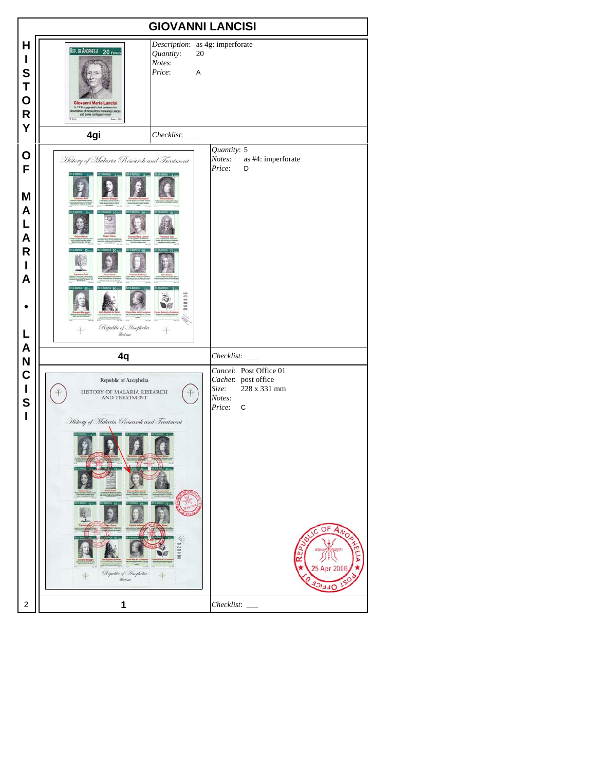# GIOVANNI LANCISI

HISTORY OF MALARIA • LANCISI

**4gi**

*Description*: as 4g: imperforate
*Quantity*: 20
*Notes*:
*Price*: A

*Checklist*: ___

**4q**

*Quantity*: 5
*Notes*: as #4: imperforate
*Price*: D

*Checklist*: ___

**1**

*Cancel*: Post Office 01
*Cachet*: post office
*Size*: 228 x 331 mm
*Notes*:
*Price*: C

*Checklist*: ___